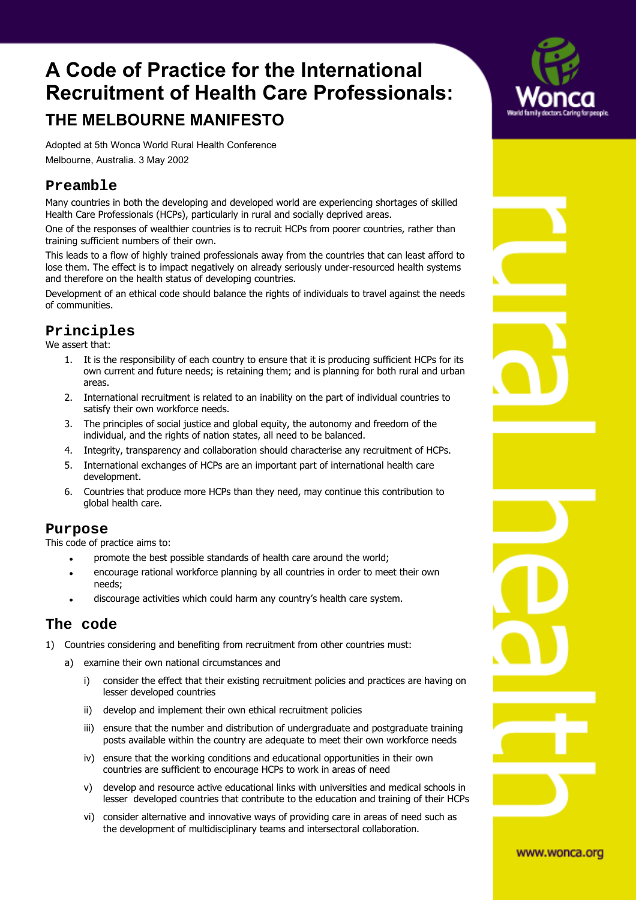# A Code of Practice for the International Recruitment of Health Care Professionals:

## THE MELBOURNE MANIFESTO

Adopted at 5th Wonca World Rural Health Conference
Melbourne, Australia. 3 May 2002

## Preamble

Many countries in both the developing and developed world are experiencing shortages of skilled Health Care Professionals (HCPs), particularly in rural and socially deprived areas.

One of the responses of wealthier countries is to recruit HCPs from poorer countries, rather than training sufficient numbers of their own.

This leads to a flow of highly trained professionals away from the countries that can least afford to lose them. The effect is to impact negatively on already seriously under-resourced health systems and therefore on the health status of developing countries.

Development of an ethical code should balance the rights of individuals to travel against the needs of communities.

## Principles

We assert that:

1. It is the responsibility of each country to ensure that it is producing sufficient HCPs for its own current and future needs; is retaining them; and is planning for both rural and urban areas.
2. International recruitment is related to an inability on the part of individual countries to satisfy their own workforce needs.
3. The principles of social justice and global equity, the autonomy and freedom of the individual, and the rights of nation states, all need to be balanced.
4. Integrity, transparency and collaboration should characterise any recruitment of HCPs.
5. International exchanges of HCPs are an important part of international health care development.
6. Countries that produce more HCPs than they need, may continue this contribution to global health care.

## Purpose

This code of practice aims to:

- promote the best possible standards of health care around the world;
- encourage rational workforce planning by all countries in order to meet their own needs;
- discourage activities which could harm any country's health care system.

## The code

1) Countries considering and benefiting from recruitment from other countries must:
   a) examine their own national circumstances and
      i) consider the effect that their existing recruitment policies and practices are having on lesser developed countries
      ii) develop and implement their own ethical recruitment policies
      iii) ensure that the number and distribution of undergraduate and postgraduate training posts available within the country are adequate to meet their own workforce needs
      iv) ensure that the working conditions and educational opportunities in their own countries are sufficient to encourage HCPs to work in areas of need
      v) develop and resource active educational links with universities and medical schools in lesser developed countries that contribute to the education and training of their HCPs
      vi) consider alternative and innovative ways of providing care in areas of need such as the development of multidisciplinary teams and intersectoral collaboration.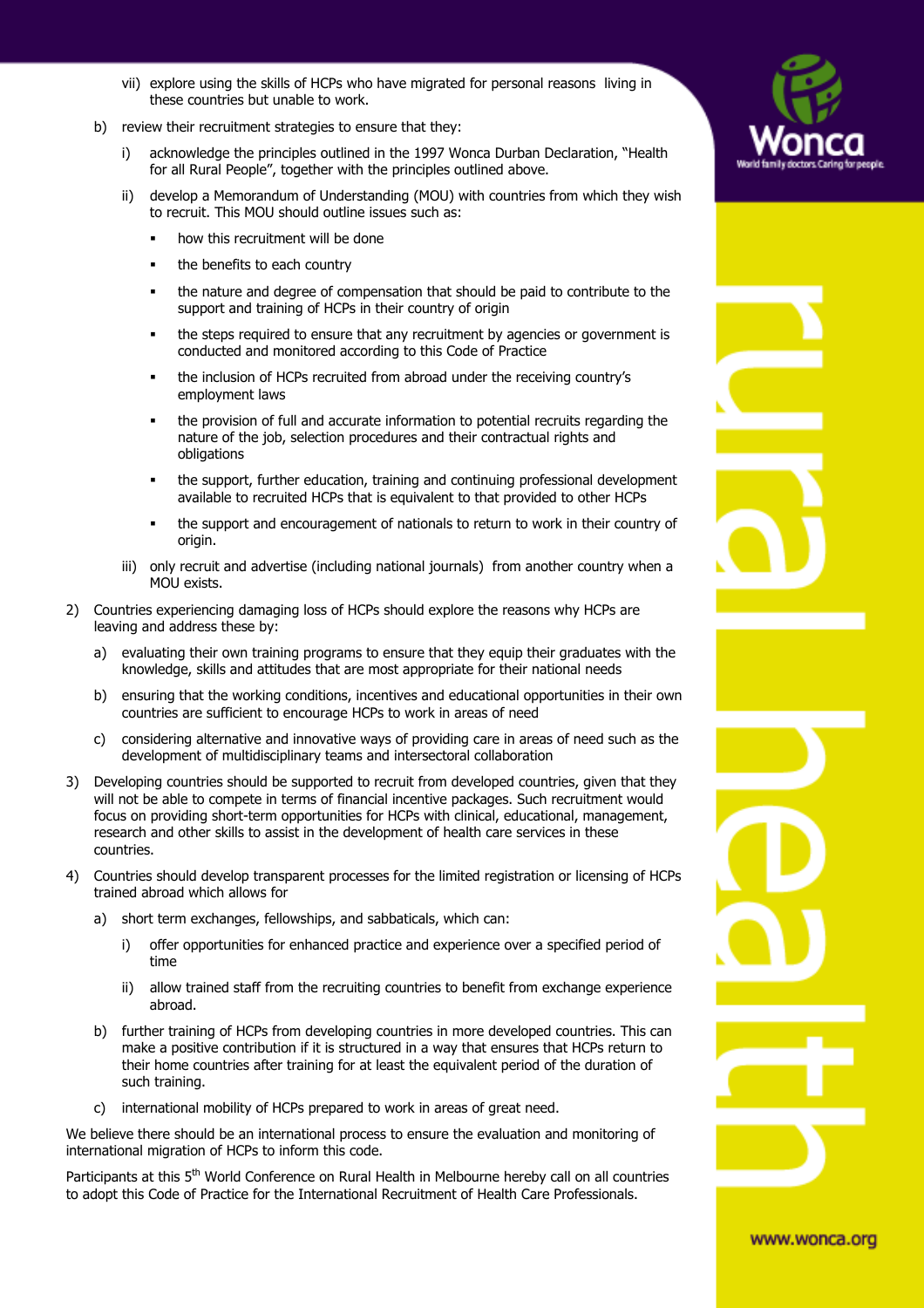vii) explore using the skills of HCPs who have migrated for personal reasons living in these countries but unable to work.

b) review their recruitment strategies to ensure that they:

   i) acknowledge the principles outlined in the 1997 Wonca Durban Declaration, "Health for all Rural People", together with the principles outlined above.

   ii) develop a Memorandum of Understanding (MOU) with countries from which they wish to recruit. This MOU should outline issues such as:

   - how this recruitment will be done
   - the benefits to each country
   - the nature and degree of compensation that should be paid to contribute to the support and training of HCPs in their country of origin
   - the steps required to ensure that any recruitment by agencies or government is conducted and monitored according to this Code of Practice
   - the inclusion of HCPs recruited from abroad under the receiving country's employment laws
   - the provision of full and accurate information to potential recruits regarding the nature of the job, selection procedures and their contractual rights and obligations
   - the support, further education, training and continuing professional development available to recruited HCPs that is equivalent to that provided to other HCPs
   - the support and encouragement of nationals to return to work in their country of origin.

   iii) only recruit and advertise (including national journals) from another country when a MOU exists.

2) Countries experiencing damaging loss of HCPs should explore the reasons why HCPs are leaving and address these by:

   a) evaluating their own training programs to ensure that they equip their graduates with the knowledge, skills and attitudes that are most appropriate for their national needs

   b) ensuring that the working conditions, incentives and educational opportunities in their own countries are sufficient to encourage HCPs to work in areas of need

   c) considering alternative and innovative ways of providing care in areas of need such as the development of multidisciplinary teams and intersectoral collaboration

3) Developing countries should be supported to recruit from developed countries, given that they will not be able to compete in terms of financial incentive packages. Such recruitment would focus on providing short-term opportunities for HCPs with clinical, educational, management, research and other skills to assist in the development of health care services in these countries.

4) Countries should develop transparent processes for the limited registration or licensing of HCPs trained abroad which allows for

   a) short term exchanges, fellowships, and sabbaticals, which can:

      i) offer opportunities for enhanced practice and experience over a specified period of time

      ii) allow trained staff from the recruiting countries to benefit from exchange experience abroad.

   b) further training of HCPs from developing countries in more developed countries. This can make a positive contribution if it is structured in a way that ensures that HCPs return to their home countries after training for at least the equivalent period of the duration of such training.

   c) international mobility of HCPs prepared to work in areas of great need.

We believe there should be an international process to ensure the evaluation and monitoring of international migration of HCPs to inform this code.

Participants at this 5th World Conference on Rural Health in Melbourne hereby call on all countries to adopt this Code of Practice for the International Recruitment of Health Care Professionals.